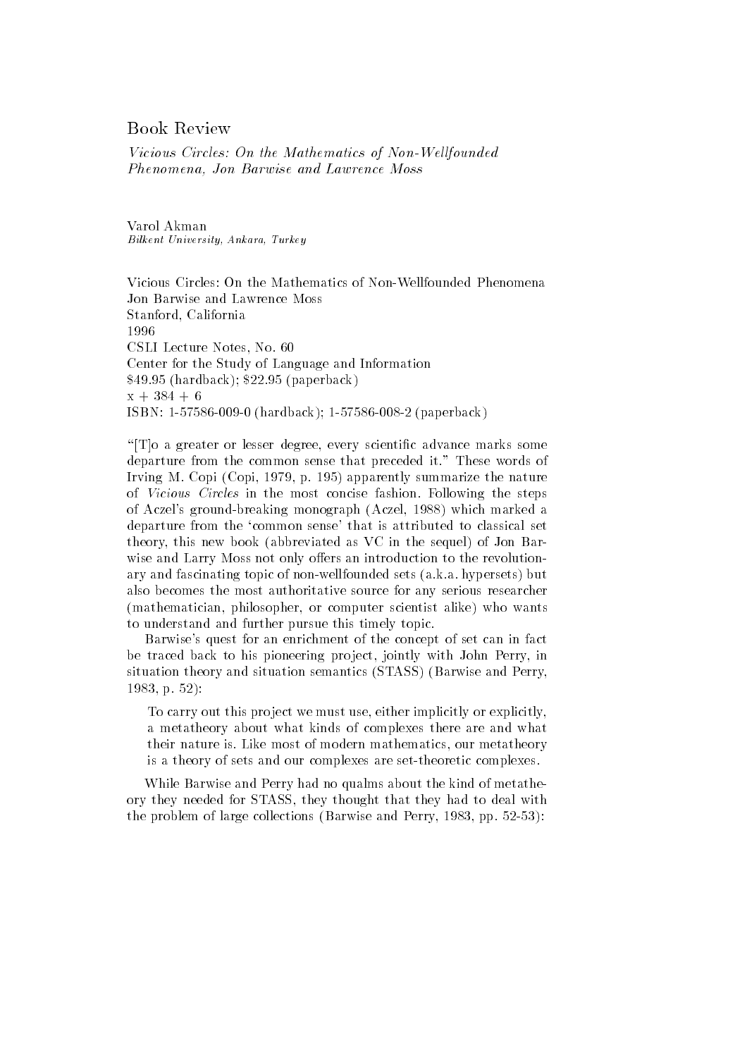# Book Review

*Vicious Circles: On the Mathematics of Non-Wellfounded Phenomena, Jon Barwise and Lawrence Moss*

Varol Akman
*Bilkent University, Ankara, Turkey*

Vicious Circles: On the Mathematics of Non-Wellfounded Phenomena
Jon Barwise and Lawrence Moss
Stanford, California
1996
CSLI Lecture Notes, No. 60
Center for the Study of Language and Information
$49.95 (hardback); $22.95 (paperback)
x + 384 + 6
ISBN: 1-57586-009-0 (hardback); 1-57586-008-2 (paperback)

"[T]o a greater or lesser degree, every scientific advance marks some departure from the common sense that preceded it." These words of Irving M. Copi (Copi, 1979, p. 195) apparently summarize the nature of *Vicious Circles* in the most concise fashion. Following the steps of Aczel's ground-breaking monograph (Aczel, 1988) which marked a departure from the 'common sense' that is attributed to classical set theory, this new book (abbreviated as VC in the sequel) of Jon Barwise and Larry Moss not only offers an introduction to the revolutionary and fascinating topic of non-wellfounded sets (a.k.a. hypersets) but also becomes the most authoritative source for any serious researcher (mathematician, philosopher, or computer scientist alike) who wants to understand and further pursue this timely topic.

Barwise's quest for an enrichment of the concept of set can in fact be traced back to his pioneering project, jointly with John Perry, in situation theory and situation semantics (STASS) (Barwise and Perry, 1983, p. 52):

> To carry out this project we must use, either implicitly or explicitly, a metatheory about what kinds of complexes there are and what their nature is. Like most of modern mathematics, our metatheory is a theory of sets and our complexes are set-theoretic complexes.

While Barwise and Perry had no qualms about the kind of metatheory they needed for STASS, they thought that they had to deal with the problem of large collections (Barwise and Perry, 1983, pp. 52-53):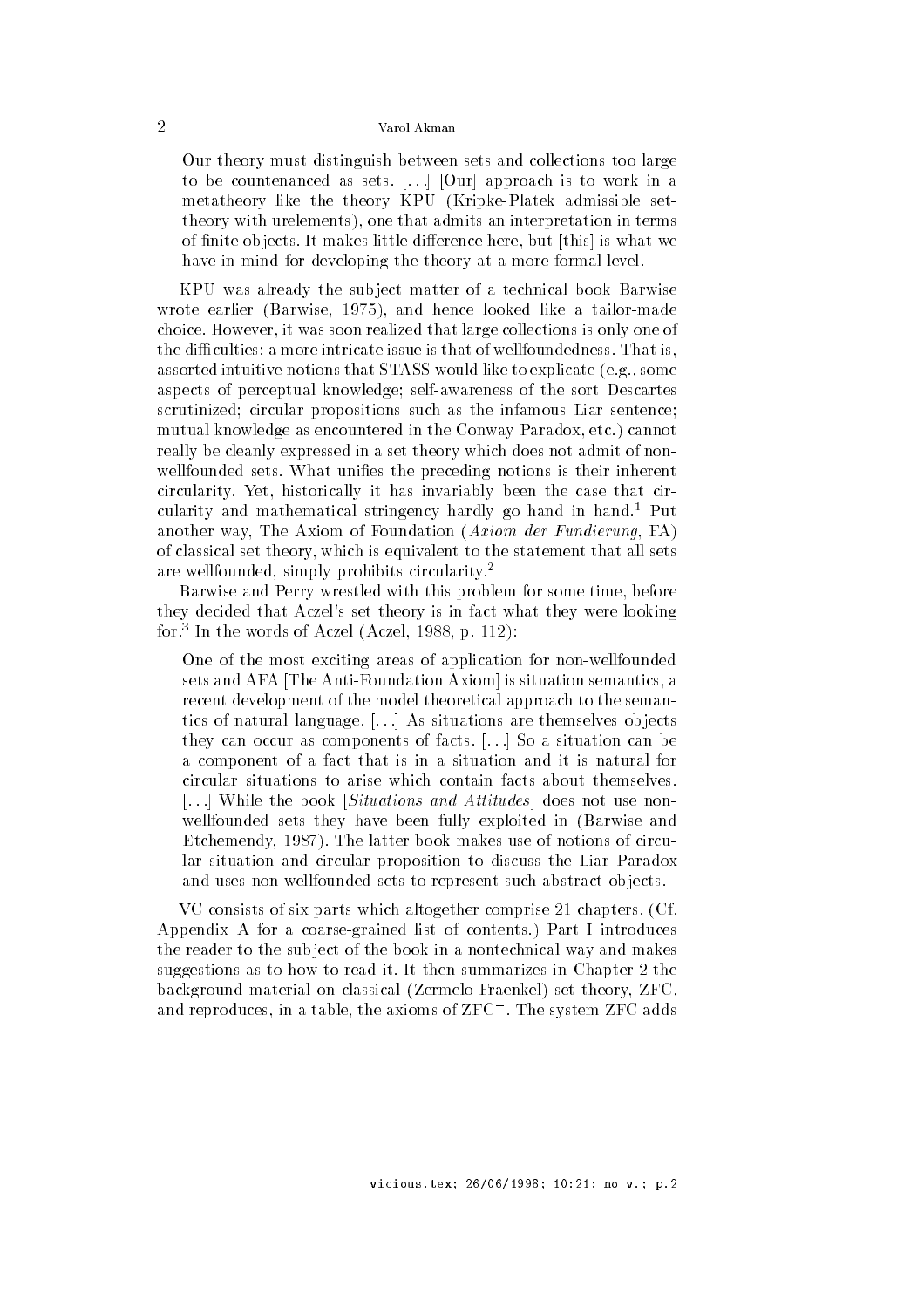> Our theory must distinguish between sets and collections too large to be countenanced as sets. [...] [Our] approach is to work in a metatheory like the theory KPU (Kripke-Platek admissible set-theory with urelements), one that admits an interpretation in terms of finite objects. It makes little difference here, but [this] is what we have in mind for developing the theory at a more formal level.

KPU was already the subject matter of a technical book Barwise wrote earlier (Barwise, 1975), and hence looked like a tailor-made choice. However, it was soon realized that large collections is only one of the difficulties; a more intricate issue is that of wellfoundedness. That is, assorted intuitive notions that STASS would like to explicate (e.g., some aspects of perceptual knowledge; self-awareness of the sort Descartes scrutinized; circular propositions such as the infamous Liar sentence; mutual knowledge as encountered in the Conway Paradox, etc.) cannot really be cleanly expressed in a set theory which does not admit of non-wellfounded sets. What unifies the preceding notions is their inherent circularity. Yet, historically it has invariably been the case that circularity and mathematical stringency hardly go hand in hand.[1] Put another way, The Axiom of Foundation (*Axiom der Fundierung*, FA) of classical set theory, which is equivalent to the statement that all sets are wellfounded, simply prohibits circularity.[2]

Barwise and Perry wrestled with this problem for some time, before they decided that Aczel's set theory is in fact what they were looking for.[3] In the words of Aczel (Aczel, 1988, p. 112):

> One of the most exciting areas of application for non-wellfounded sets and AFA [The Anti-Foundation Axiom] is situation semantics, a recent development of the model theoretical approach to the semantics of natural language. [...] As situations are themselves objects they can occur as components of facts. [...] So a situation can be a component of a fact that is in a situation and it is natural for circular situations to arise which contain facts about themselves. [...] While the book [*Situations and Attitudes*] does not use non-wellfounded sets they have been fully exploited in (Barwise and Etchemendy, 1987). The latter book makes use of notions of circular situation and circular proposition to discuss the Liar Paradox and uses non-wellfounded sets to represent such abstract objects.

VC consists of six parts which altogether comprise 21 chapters. (Cf. Appendix A for a coarse-grained list of contents.) Part I introduces the reader to the subject of the book in a nontechnical way and makes suggestions as to how to read it. It then summarizes in Chapter 2 the background material on classical (Zermelo-Fraenkel) set theory, ZFC, and reproduces, in a table, the axioms of ZFC$^{-}$. The system ZFC adds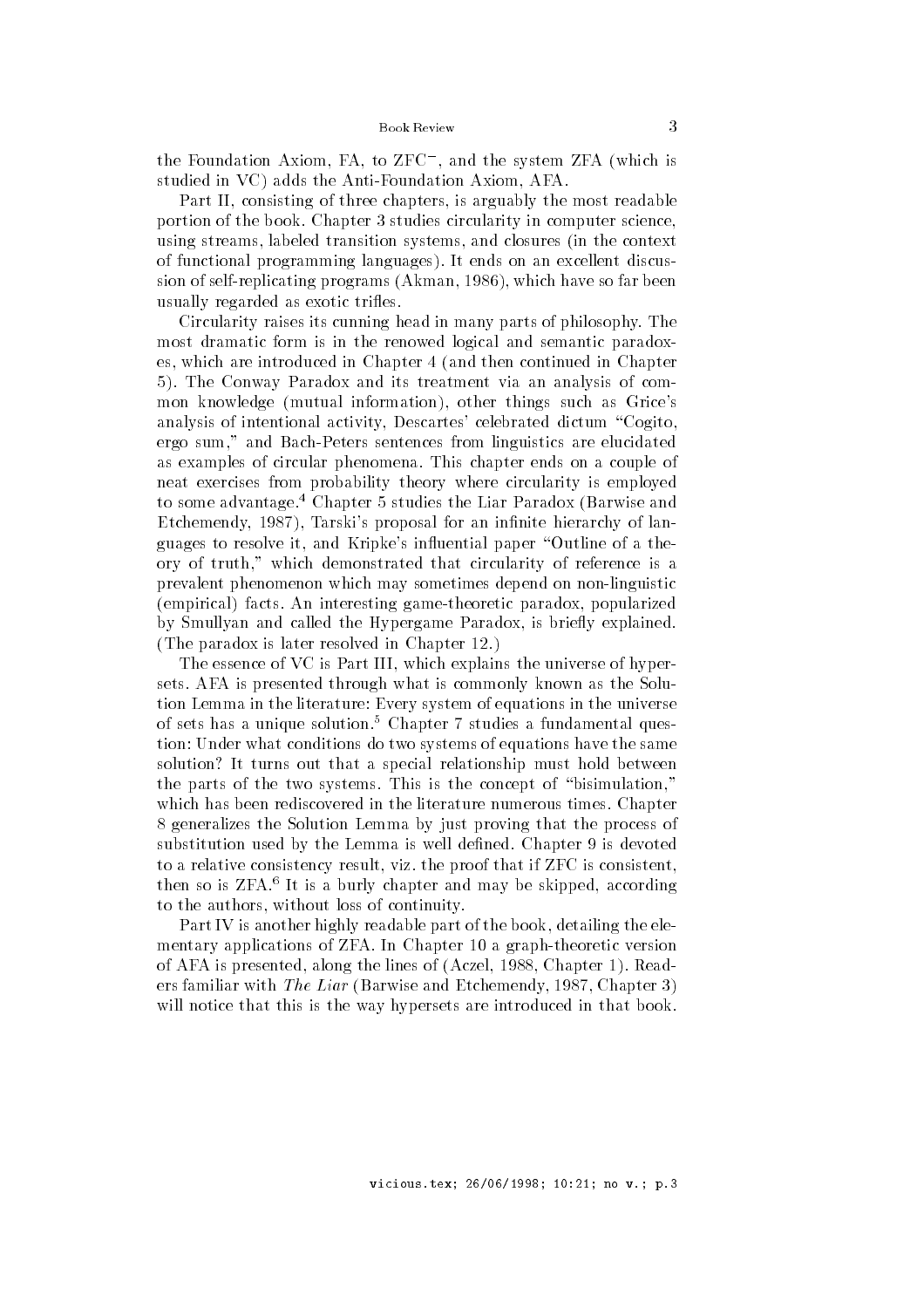the Foundation Axiom, FA, to $ZFC^-$, and the system ZFA (which is studied in VC) adds the Anti-Foundation Axiom, AFA.

Part II, consisting of three chapters, is arguably the most readable portion of the book. Chapter 3 studies circularity in computer science, using streams, labeled transition systems, and closures (in the context of functional programming languages). It ends on an excellent discussion of self-replicating programs (Akman, 1986), which have so far been usually regarded as exotic trifles.

Circularity raises its cunning head in many parts of philosophy. The most dramatic form is in the renowed logical and semantic paradoxes, which are introduced in Chapter 4 (and then continued in Chapter 5). The Conway Paradox and its treatment via an analysis of common knowledge (mutual information), other things such as Grice's analysis of intentional activity, Descartes' celebrated dictum "Cogito, ergo sum," and Bach-Peters sentences from linguistics are elucidated as examples of circular phenomena. This chapter ends on a couple of neat exercises from probability theory where circularity is employed to some advantage.[4] Chapter 5 studies the Liar Paradox (Barwise and Etchemendy, 1987), Tarski's proposal for an infinite hierarchy of languages to resolve it, and Kripke's influential paper "Outline of a theory of truth," which demonstrated that circularity of reference is a prevalent phenomenon which may sometimes depend on non-linguistic (empirical) facts. An interesting game-theoretic paradox, popularized by Smullyan and called the Hypergame Paradox, is briefly explained. (The paradox is later resolved in Chapter 12.)

The essence of VC is Part III, which explains the universe of hypersets. AFA is presented through what is commonly known as the Solution Lemma in the literature: Every system of equations in the universe of sets has a unique solution.[5] Chapter 7 studies a fundamental question: Under what conditions do two systems of equations have the same solution? It turns out that a special relationship must hold between the parts of the two systems. This is the concept of "bisimulation," which has been rediscovered in the literature numerous times. Chapter 8 generalizes the Solution Lemma by just proving that the process of substitution used by the Lemma is well defined. Chapter 9 is devoted to a relative consistency result, viz. the proof that if ZFC is consistent, then so is ZFA.[6] It is a burly chapter and may be skipped, according to the authors, without loss of continuity.

Part IV is another highly readable part of the book, detailing the elementary applications of ZFA. In Chapter 10 a graph-theoretic version of AFA is presented, along the lines of (Aczel, 1988, Chapter 1). Readers familiar with *The Liar* (Barwise and Etchemendy, 1987, Chapter 3) will notice that this is the way hypersets are introduced in that book.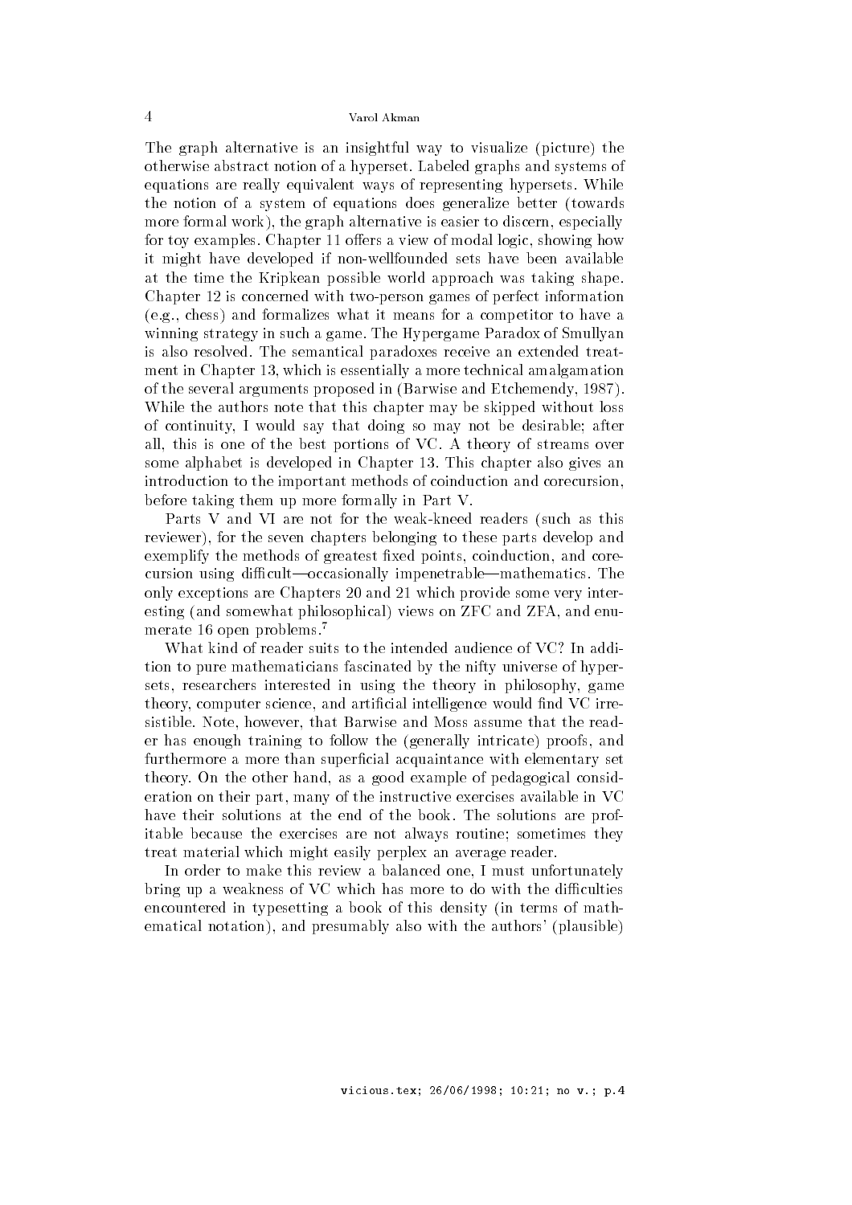The graph alternative is an insightful way to visualize (picture) the otherwise abstract notion of a hyperset. Labeled graphs and systems of equations are really equivalent ways of representing hypersets. While the notion of a system of equations does generalize better (towards more formal work), the graph alternative is easier to discern, especially for toy examples. Chapter 11 offers a view of modal logic, showing how it might have developed if non-wellfounded sets have been available at the time the Kripkean possible world approach was taking shape. Chapter 12 is concerned with two-person games of perfect information (e.g., chess) and formalizes what it means for a competitor to have a winning strategy in such a game. The Hypergame Paradox of Smullyan is also resolved. The semantical paradoxes receive an extended treatment in Chapter 13, which is essentially a more technical amalgamation of the several arguments proposed in (Barwise and Etchemendy, 1987). While the authors note that this chapter may be skipped without loss of continuity, I would say that doing so may not be desirable; after all, this is one of the best portions of VC. A theory of streams over some alphabet is developed in Chapter 13. This chapter also gives an introduction to the important methods of coinduction and corecursion, before taking them up more formally in Part V.

Parts V and VI are not for the weak-kneed readers (such as this reviewer), for the seven chapters belonging to these parts develop and exemplify the methods of greatest fixed points, coinduction, and corecursion using difficult—occasionally impenetrable—mathematics. The only exceptions are Chapters 20 and 21 which provide some very interesting (and somewhat philosophical) views on ZFC and ZFA, and enumerate 16 open problems.[7]

What kind of reader suits to the intended audience of VC? In addition to pure mathematicians fascinated by the nifty universe of hypersets, researchers interested in using the theory in philosophy, game theory, computer science, and artificial intelligence would find VC irresistible. Note, however, that Barwise and Moss assume that the reader has enough training to follow the (generally intricate) proofs, and furthermore a more than superficial acquaintance with elementary set theory. On the other hand, as a good example of pedagogical consideration on their part, many of the instructive exercises available in VC have their solutions at the end of the book. The solutions are profitable because the exercises are not always routine; sometimes they treat material which might easily perplex an average reader.

In order to make this review a balanced one, I must unfortunately bring up a weakness of VC which has more to do with the difficulties encountered in typesetting a book of this density (in terms of mathematical notation), and presumably also with the authors' (plausible)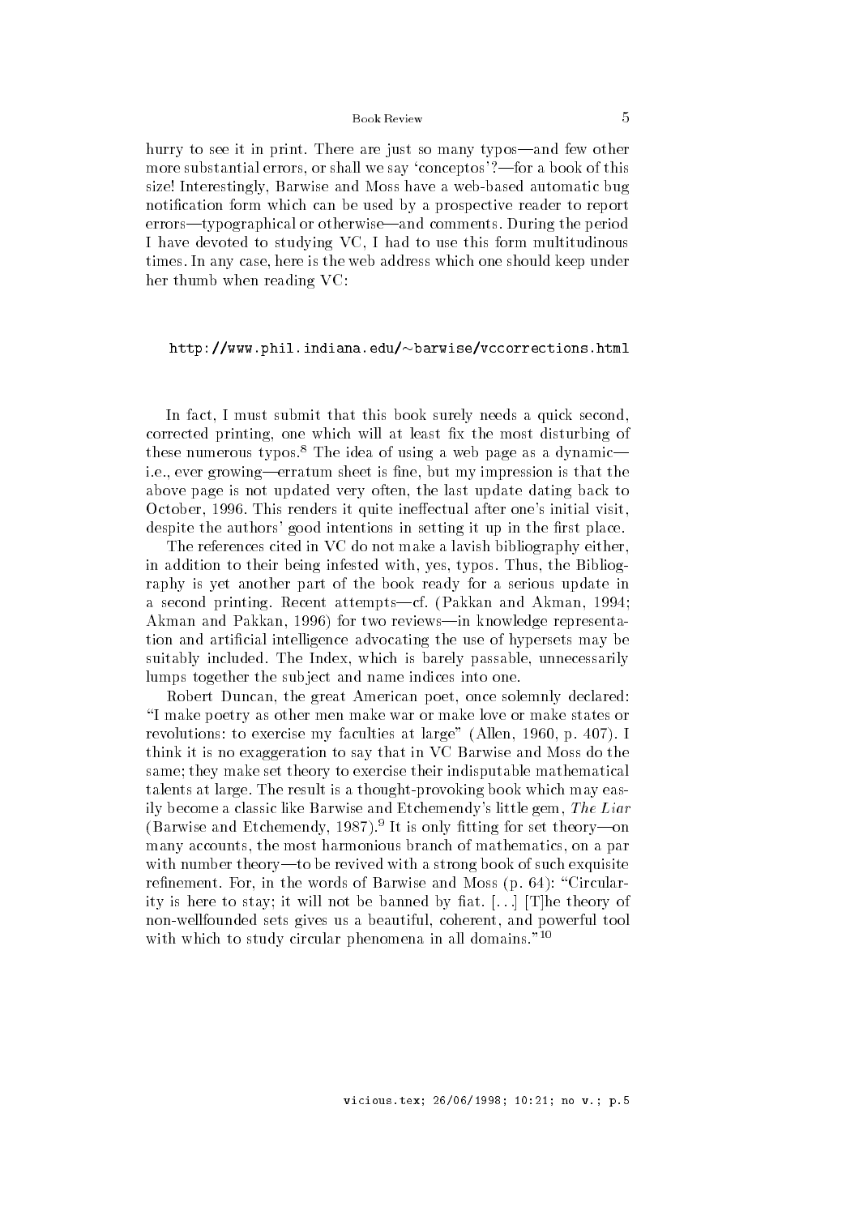hurry to see it in print. There are just so many typos—and few other more substantial errors, or shall we say 'conceptos'?—for a book of this size! Interestingly, Barwise and Moss have a web-based automatic bug notification form which can be used by a prospective reader to report errors—typographical or otherwise—and comments. During the period I have devoted to studying VC, I had to use this form multitudinous times. In any case, here is the web address which one should keep under her thumb when reading VC:

```
http://www.phil.indiana.edu/~barwise/vccorrections.html
```

In fact, I must submit that this book surely needs a quick second, corrected printing, one which will at least fix the most disturbing of these numerous typos.[8] The idea of using a web page as a dynamic—i.e., ever growing—erratum sheet is fine, but my impression is that the above page is not updated very often, the last update dating back to October, 1996. This renders it quite ineffectual after one's initial visit, despite the authors' good intentions in setting it up in the first place.

The references cited in VC do not make a lavish bibliography either, in addition to their being infested with, yes, typos. Thus, the Bibliography is yet another part of the book ready for a serious update in a second printing. Recent attempts—cf. (Pakkan and Akman, 1994; Akman and Pakkan, 1996) for two reviews—in knowledge representation and artificial intelligence advocating the use of hypersets may be suitably included. The Index, which is barely passable, unnecessarily lumps together the subject and name indices into one.

Robert Duncan, the great American poet, once solemnly declared: "I make poetry as other men make war or make love or make states or revolutions: to exercise my faculties at large" (Allen, 1960, p. 407). I think it is no exaggeration to say that in VC Barwise and Moss do the same; they make set theory to exercise their indisputable mathematical talents at large. The result is a thought-provoking book which may easily become a classic like Barwise and Etchemendy's little gem, *The Liar* (Barwise and Etchemendy, 1987).[9] It is only fitting for set theory—on many accounts, the most harmonious branch of mathematics, on a par with number theory—to be revived with a strong book of such exquisite refinement. For, in the words of Barwise and Moss (p. 64): "Circularity is here to stay; it will not be banned by fiat. [...] [T]he theory of non-wellfounded sets gives us a beautiful, coherent, and powerful tool with which to study circular phenomena in all domains."[10]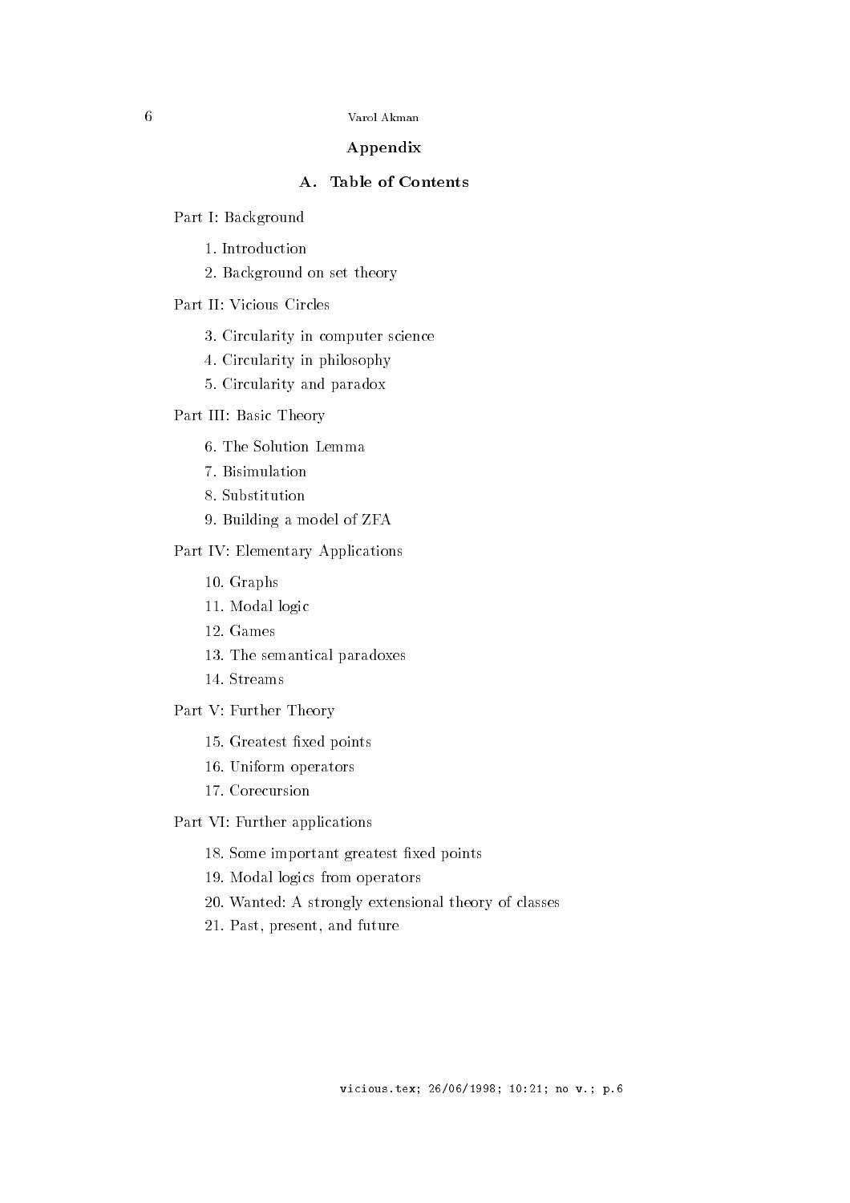## Appendix

### A. Table of Contents

Part I: Background

1. Introduction
2. Background on set theory

Part II: Vicious Circles

3. Circularity in computer science
4. Circularity in philosophy
5. Circularity and paradox

Part III: Basic Theory

6. The Solution Lemma
7. Bisimulation
8. Substitution
9. Building a model of ZFA

Part IV: Elementary Applications

10. Graphs
11. Modal logic
12. Games
13. The semantical paradoxes
14. Streams

Part V: Further Theory

15. Greatest fixed points
16. Uniform operators
17. Corecursion

Part VI: Further applications

18. Some important greatest fixed points
19. Modal logics from operators
20. Wanted: A strongly extensional theory of classes
21. Past, present, and future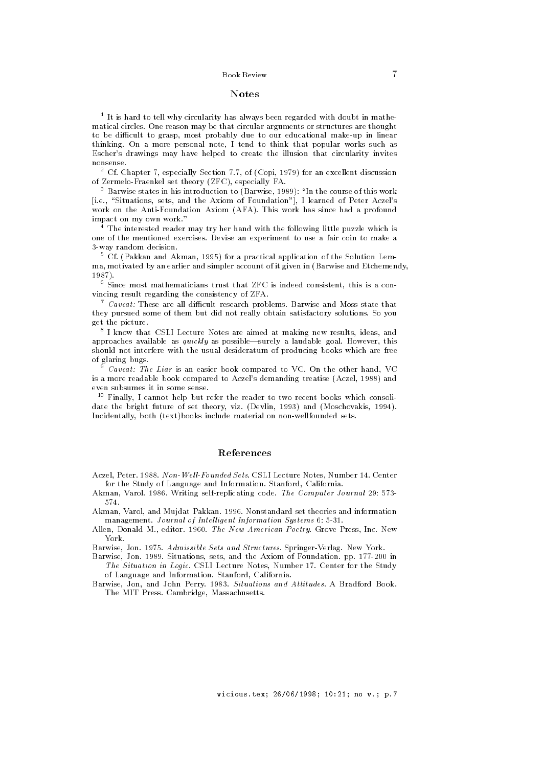## Notes

[1] It is hard to tell why circularity has always been regarded with doubt in mathematical circles. One reason may be that circular arguments or structures are thought to be difficult to grasp, most probably due to our educational make-up in linear thinking. On a more personal note, I tend to think that popular works such as Escher's drawings may have helped to create the illusion that circularity invites nonsense.

[2] Cf. Chapter 7, especially Section 7.7, of (Copi, 1979) for an excellent discussion of Zermelo-Fraenkel set theory (ZFC), especially FA.

[3] Barwise states in his introduction to (Barwise, 1989): "In the course of this work [i.e., "Situations, sets, and the Axiom of Foundation"], I learned of Peter Aczel's work on the Anti-Foundation Axiom (AFA). This work has since had a profound impact on my own work."

[4] The interested reader may try her hand with the following little puzzle which is one of the mentioned exercises. Devise an experiment to use a fair coin to make a 3-way random decision.

[5] Cf. (Pakkan and Akman, 1995) for a practical application of the Solution Lemma, motivated by an earlier and simpler account of it given in (Barwise and Etchemendy, 1987).

[6] Since most mathematicians trust that ZFC is indeed consistent, this is a convincing result regarding the consistency of ZFA.

[7] *Caveat:* These are all difficult research problems. Barwise and Moss state that they pursued some of them but did not really obtain satisfactory solutions. So you get the picture.

[8] I know that CSLI Lecture Notes are aimed at making new results, ideas, and approaches available as *quickly* as possible—surely a laudable goal. However, this should not interfere with the usual desideratum of producing books which are free of glaring bugs.

[9] *Caveat: The Liar* is an easier book compared to VC. On the other hand, VC is a more readable book compared to Aczel's demanding treatise (Aczel, 1988) and even subsumes it in some sense.

[10] Finally, I cannot help but refer the reader to two recent books which consolidate the bright future of set theory, viz. (Devlin, 1993) and (Moschovakis, 1994). Incidentally, both (text)books include material on non-wellfounded sets.

## References

Aczel, Peter. 1988. *Non-Well-Founded Sets*. CSLI Lecture Notes, Number 14. Center for the Study of Language and Information. Stanford, California.

Akman, Varol. 1986. Writing self-replicating code. *The Computer Journal* 29: 573-574.

Akman, Varol, and Mujdat Pakkan. 1996. Nonstandard set theories and information management. *Journal of Intelligent Information Systems* 6: 5-31.

Allen, Donald M., editor. 1960. *The New American Poetry*. Grove Press, Inc. New York.

Barwise, Jon. 1975. *Admissible Sets and Structures*. Springer-Verlag. New York.

Barwise, Jon. 1989. Situations, sets, and the Axiom of Foundation. pp. 177-200 in *The Situation in Logic*. CSLI Lecture Notes, Number 17. Center for the Study of Language and Information. Stanford, California.

Barwise, Jon, and John Perry. 1983. *Situations and Attitudes*. A Bradford Book. The MIT Press. Cambridge, Massachusetts.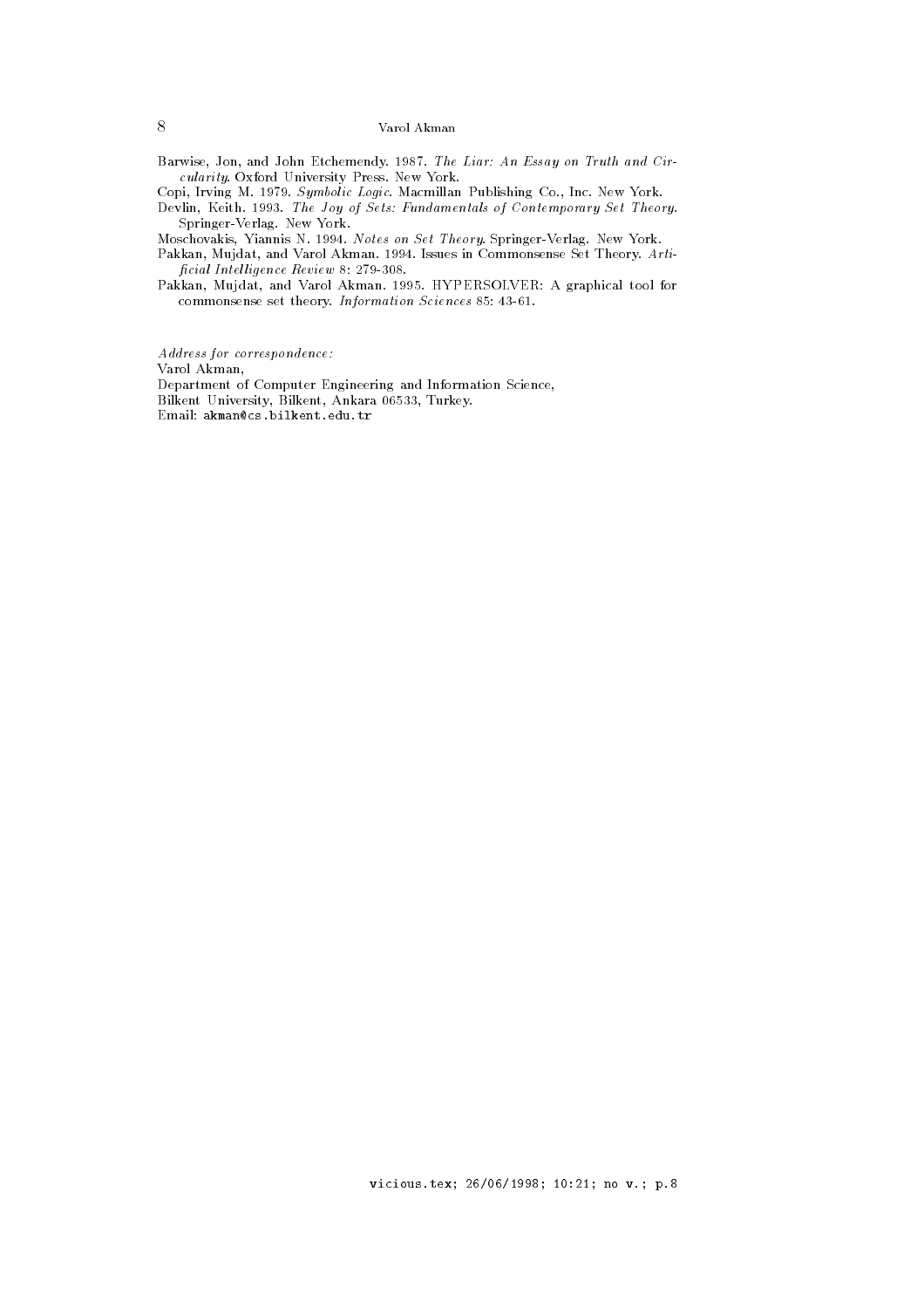Barwise, Jon, and John Etchemendy. 1987. *The Liar: An Essay on Truth and Circularity*. Oxford University Press. New York.

Copi, Irving M. 1979. *Symbolic Logic*. Macmillan Publishing Co., Inc. New York.

Devlin, Keith. 1993. *The Joy of Sets: Fundamentals of Contemporary Set Theory*. Springer-Verlag. New York.

Moschovakis, Yiannis N. 1994. *Notes on Set Theory*. Springer-Verlag. New York.

Pakkan, Mujdat, and Varol Akman. 1994. Issues in Commonsense Set Theory. *Artificial Intelligence Review* 8: 279-308.

Pakkan, Mujdat, and Varol Akman. 1995. HYPERSOLVER: A graphical tool for commonsense set theory. *Information Sciences* 85: 43-61.

*Address for correspondence:*
Varol Akman,
Department of Computer Engineering and Information Science,
Bilkent University, Bilkent, Ankara 06533, Turkey.
Email: `akman@cs.bilkent.edu.tr`